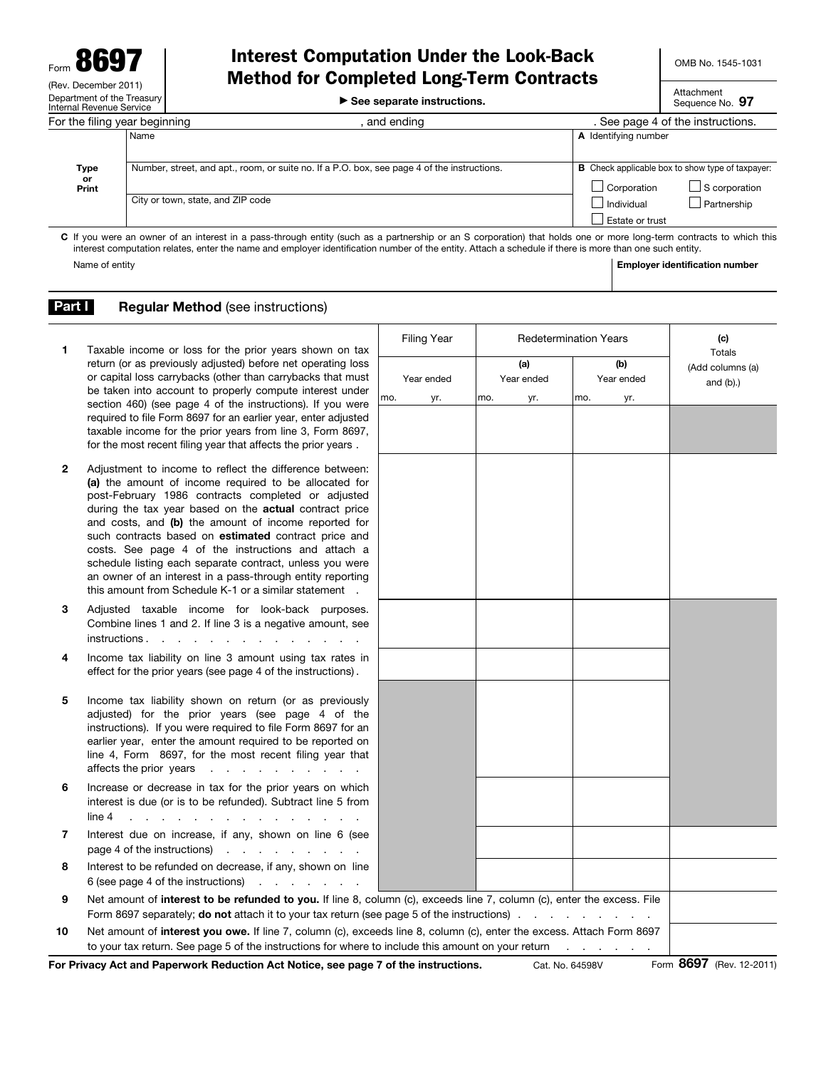Form **8697**

(Rev. December 2011)

Department of the Treasury
Internal Revenue Service

# Interest Computation Under the Look-Back Method for Completed Long-Term Contracts

▶ See separate instructions.

OMB No. 1545-1031

Attachment Sequence No. **97**

For the filing year beginning , and ending . See page 4 of the instructions.

| Type or Print | Name | **A** Identifying number |
|---|---|---|
| | Number, street, and apt., room, or suite no. If a P.O. box, see page 4 of the instructions. | **B** Check applicable box to show type of taxpayer: ☐ Corporation ☐ S corporation ☐ Individual ☐ Partnership ☐ Estate or trust |
| | City or town, state, and ZIP code | |

**C** If you were an owner of an interest in a pass-through entity (such as a partnership or an S corporation) that holds one or more long-term contracts to which this interest computation relates, enter the name and employer identification number of the entity. Attach a schedule if there is more than one such entity.

| Name of entity | **Employer identification number** |
|---|---|
| | |

## Part I — Regular Method (see instructions)

| | | Filing Year | Redetermination Years | | (c) Totals (Add columns (a) and (b).) |
|---|---|---|---|---|---|
| | | Year ended mo. yr. | (a) Year ended mo. yr. | (b) Year ended mo. yr. | |
| **1** | Taxable income or loss for the prior years shown on tax return (or as previously adjusted) before net operating loss or capital loss carrybacks (other than carrybacks that must be taken into account to properly compute interest under section 460) (see page 4 of the instructions). If you were required to file Form 8697 for an earlier year, enter adjusted taxable income for the prior years from line 3, Form 8697, for the most recent filing year that affects the prior years . | | | | |
| **2** | Adjustment to income to reflect the difference between: **(a)** the amount of income required to be allocated for post-February 1986 contracts completed or adjusted during the tax year based on the **actual** contract price and costs, and **(b)** the amount of income reported for such contracts based on **estimated** contract price and costs. See page 4 of the instructions and attach a schedule listing each separate contract, unless you were an owner of an interest in a pass-through entity reporting this amount from Schedule K-1 or a similar statement . | | | | |
| **3** | Adjusted taxable income for look-back purposes. Combine lines 1 and 2. If line 3 is a negative amount, see instructions . | | | | |
| **4** | Income tax liability on line 3 amount using tax rates in effect for the prior years (see page 4 of the instructions) . | | | | |
| **5** | Income tax liability shown on return (or as previously adjusted) for the prior years (see page 4 of the instructions). If you were required to file Form 8697 for an earlier year, enter the amount required to be reported on line 4, Form 8697, for the most recent filing year that affects the prior years . | | | | |
| **6** | Increase or decrease in tax for the prior years on which interest is due (or is to be refunded). Subtract line 5 from line 4 . | | | | |
| **7** | Interest due on increase, if any, shown on line 6 (see page 4 of the instructions) . | | | | |
| **8** | Interest to be refunded on decrease, if any, shown on line 6 (see page 4 of the instructions) . | | | | |

| | | |
|---|---|---|
| **9** | Net amount of **interest to be refunded to you.** If line 8, column (c), exceeds line 7, column (c), enter the excess. File Form 8697 separately; **do not** attach it to your tax return (see page 5 of the instructions) . | |
| **10** | Net amount of **interest you owe.** If line 7, column (c), exceeds line 8, column (c), enter the excess. Attach Form 8697 to your tax return. See page 5 of the instructions for where to include this amount on your return . | |

**For Privacy Act and Paperwork Reduction Act Notice, see page 7 of the instructions.** Cat. No. 64598V Form **8697** (Rev. 12-2011)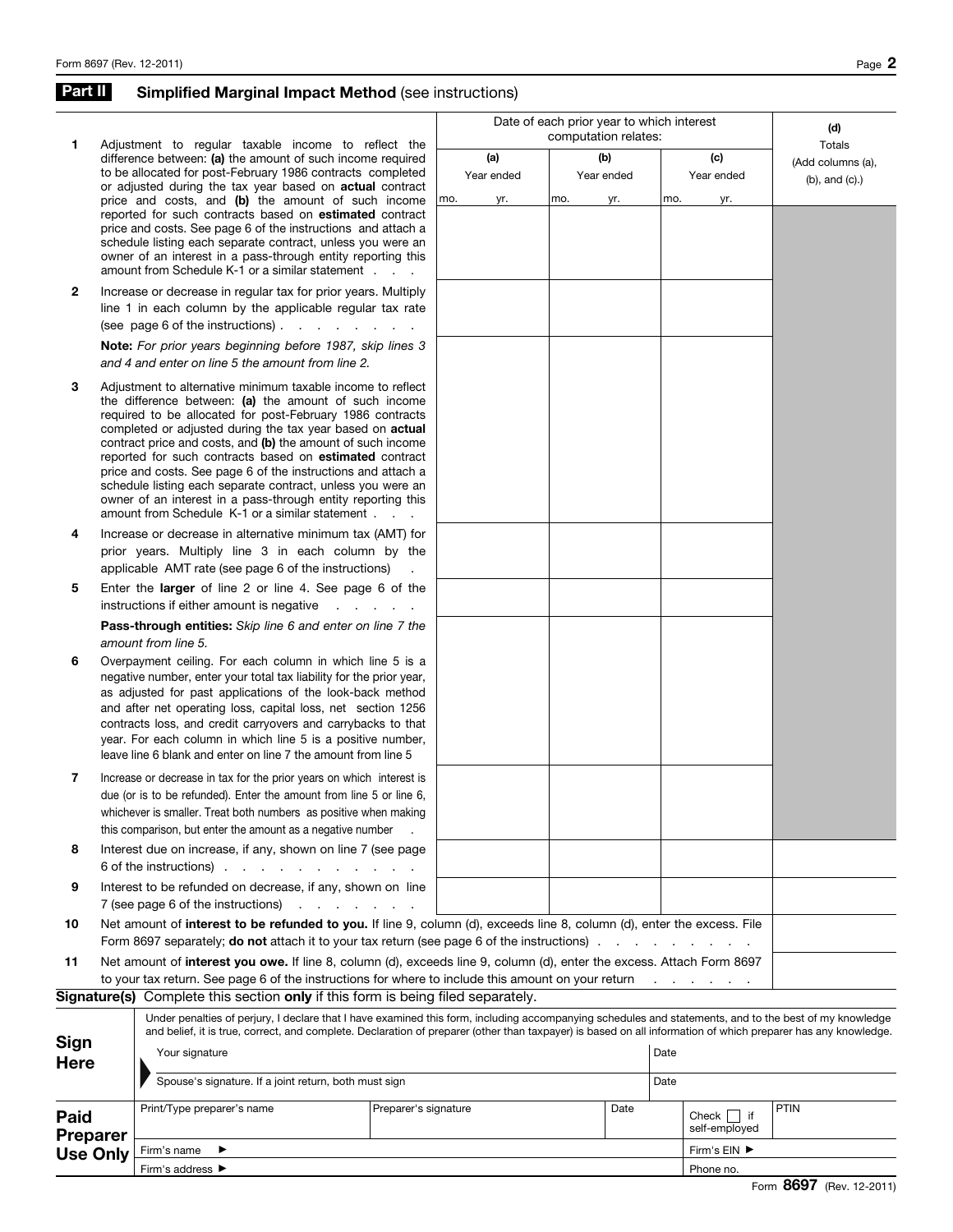## Part II Simplified Marginal Impact Method (see instructions)

| | | Date of each prior year to which interest computation relates: | | | (d) Totals (Add columns (a), (b), and (c).) |
|---|---|---|---|---|---|
| | | (a) Year ended mo. yr. | (b) Year ended mo. yr. | (c) Year ended mo. yr. | |
| 1 | Adjustment to regular taxable income to reflect the difference between: **(a)** the amount of such income required to be allocated for post-February 1986 contracts completed or adjusted during the tax year based on **actual** contract price and costs, and **(b)** the amount of such income reported for such contracts based on **estimated** contract price and costs. See page 6 of the instructions and attach a schedule listing each separate contract, unless you were an owner of an interest in a pass-through entity reporting this amount from Schedule K-1 or a similar statement | | | | |
| 2 | Increase or decrease in regular tax for prior years. Multiply line 1 in each column by the applicable regular tax rate (see page 6 of the instructions) | | | | |
| | **Note:** *For prior years beginning before 1987, skip lines 3 and 4 and enter on line 5 the amount from line 2.* | | | | |
| 3 | Adjustment to alternative minimum taxable income to reflect the difference between: **(a)** the amount of such income required to be allocated for post-February 1986 contracts completed or adjusted during the tax year based on **actual** contract price and costs, and **(b)** the amount of such income reported for such contracts based on **estimated** contract price and costs. See page 6 of the instructions and attach a schedule listing each separate contract, unless you were an owner of an interest in a pass-through entity reporting this amount from Schedule K-1 or a similar statement | | | | |
| 4 | Increase or decrease in alternative minimum tax (AMT) for prior years. Multiply line 3 in each column by the applicable AMT rate (see page 6 of the instructions) | | | | |
| 5 | Enter the **larger** of line 2 or line 4. See page 6 of the instructions if either amount is negative | | | | |
| | **Pass-through entities:** *Skip line 6 and enter on line 7 the amount from line 5.* | | | | |
| 6 | Overpayment ceiling. For each column in which line 5 is a negative number, enter your total tax liability for the prior year, as adjusted for past applications of the look-back method and after net operating loss, capital loss, net section 1256 contracts loss, and credit carryovers and carrybacks to that year. For each column in which line 5 is a positive number, leave line 6 blank and enter on line 7 the amount from line 5 | | | | |
| 7 | Increase or decrease in tax for the prior years on which interest is due (or is to be refunded). Enter the amount from line 5 or line 6, whichever is smaller. Treat both numbers as positive when making this comparison, but enter the amount as a negative number | | | | |
| 8 | Interest due on increase, if any, shown on line 7 (see page 6 of the instructions) | | | | |
| 9 | Interest to be refunded on decrease, if any, shown on line 7 (see page 6 of the instructions) | | | | |

| | | |
|---|---|---|
| 10 | Net amount of **interest to be refunded to you.** If line 9, column (d), exceeds line 8, column (d), enter the excess. File Form 8697 separately; **do not** attach it to your tax return (see page 6 of the instructions) | |
| 11 | Net amount of **interest you owe.** If line 8, column (d), exceeds line 9, column (d), enter the excess. Attach Form 8697 to your tax return. See page 6 of the instructions for where to include this amount on your return | |

**Signature(s)** Complete this section **only** if this form is being filed separately.

**Sign Here**

Under penalties of perjury, I declare that I have examined this form, including accompanying schedules and statements, and to the best of my knowledge and belief, it is true, correct, and complete. Declaration of preparer (other than taxpayer) is based on all information of which preparer has any knowledge.

| | |
|---|---|
| Your signature | Date |
| Spouse's signature. If a joint return, both must sign | Date |

**Paid Preparer Use Only**

| Print/Type preparer's name | Preparer's signature | Date | Check ☐ if self-employed | PTIN |
|---|---|---|---|---|
| Firm's name ► | | | Firm's EIN ► | |
| Firm's address ► | | | Phone no. | |

Form **8697** (Rev. 12-2011)